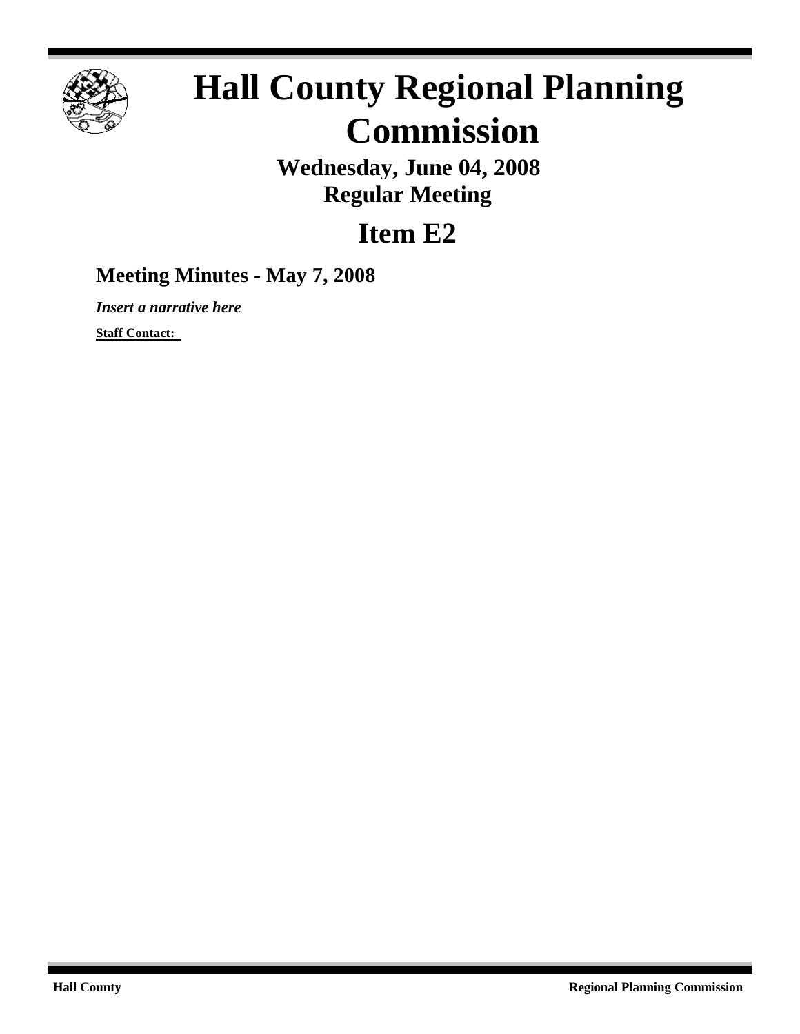# Hall County Regional Planning Commission

**Wednesday, June 04, 2008**
**Regular Meeting**

## Item E2

### Meeting Minutes - May 7, 2008

***Insert a narrative here***

**Staff Contact:**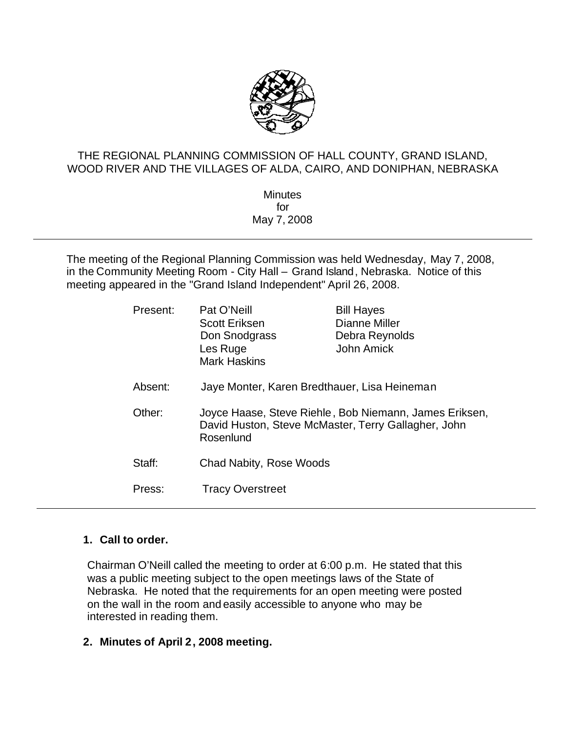THE REGIONAL PLANNING COMMISSION OF HALL COUNTY, GRAND ISLAND, WOOD RIVER AND THE VILLAGES OF ALDA, CAIRO, AND DONIPHAN, NEBRASKA

Minutes
for
May 7, 2008

---

The meeting of the Regional Planning Commission was held Wednesday, May 7, 2008, in the Community Meeting Room - City Hall – Grand Island, Nebraska. Notice of this meeting appeared in the "Grand Island Independent" April 26, 2008.

| | | |
|---|---|---|
| Present: | Pat O'Neill | Bill Hayes |
| | Scott Eriksen | Dianne Miller |
| | Don Snodgrass | Debra Reynolds |
| | Les Ruge | John Amick |
| | Mark Haskins | |

Absent: Jaye Monter, Karen Bredthauer, Lisa Heineman

Other: Joyce Haase, Steve Riehle, Bob Niemann, James Eriksen, David Huston, Steve McMaster, Terry Gallagher, John Rosenlund

Staff: Chad Nabity, Rose Woods

Press: Tracy Overstreet

---

**1. Call to order.**

Chairman O'Neill called the meeting to order at 6:00 p.m. He stated that this was a public meeting subject to the open meetings laws of the State of Nebraska. He noted that the requirements for an open meeting were posted on the wall in the room and easily accessible to anyone who may be interested in reading them.

**2. Minutes of April 2, 2008 meeting.**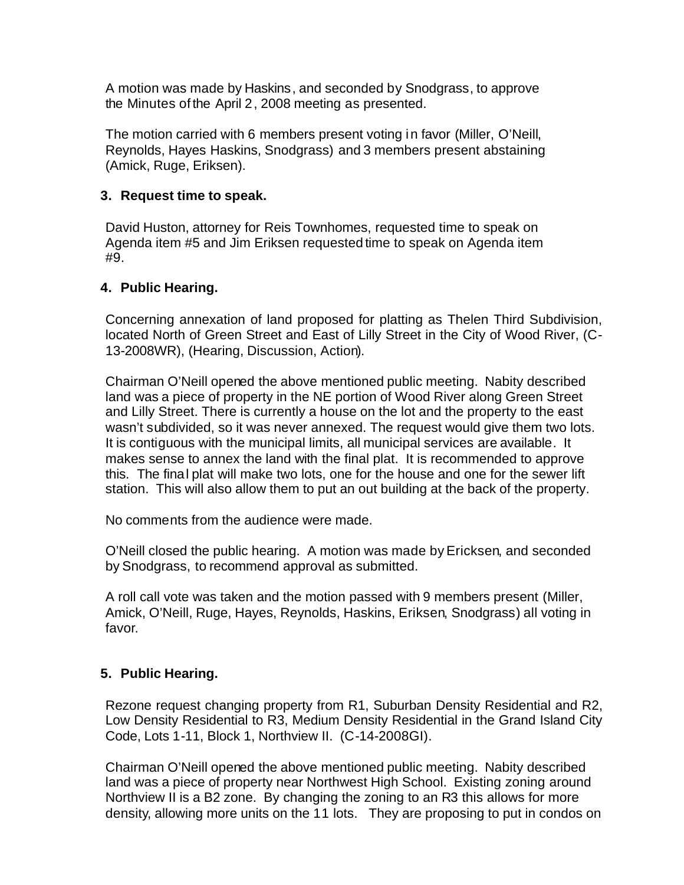A motion was made by Haskins, and seconded by Snodgrass, to approve the Minutes of the April 2, 2008 meeting as presented.

The motion carried with 6 members present voting in favor (Miller, O'Neill, Reynolds, Hayes Haskins, Snodgrass) and 3 members present abstaining (Amick, Ruge, Eriksen).

**3. Request time to speak.**

David Huston, attorney for Reis Townhomes, requested time to speak on Agenda item #5 and Jim Eriksen requested time to speak on Agenda item #9.

**4. Public Hearing.**

Concerning annexation of land proposed for platting as Thelen Third Subdivision, located North of Green Street and East of Lilly Street in the City of Wood River, (C-13-2008WR), (Hearing, Discussion, Action).

Chairman O'Neill opened the above mentioned public meeting. Nabity described land was a piece of property in the NE portion of Wood River along Green Street and Lilly Street. There is currently a house on the lot and the property to the east wasn't subdivided, so it was never annexed. The request would give them two lots. It is contiguous with the municipal limits, all municipal services are available. It makes sense to annex the land with the final plat. It is recommended to approve this. The final plat will make two lots, one for the house and one for the sewer lift station. This will also allow them to put an out building at the back of the property.

No comments from the audience were made.

O'Neill closed the public hearing. A motion was made by Ericksen, and seconded by Snodgrass, to recommend approval as submitted.

A roll call vote was taken and the motion passed with 9 members present (Miller, Amick, O'Neill, Ruge, Hayes, Reynolds, Haskins, Eriksen, Snodgrass) all voting in favor.

**5. Public Hearing.**

Rezone request changing property from R1, Suburban Density Residential and R2, Low Density Residential to R3, Medium Density Residential in the Grand Island City Code, Lots 1-11, Block 1, Northview II. (C-14-2008GI).

Chairman O'Neill opened the above mentioned public meeting. Nabity described land was a piece of property near Northwest High School. Existing zoning around Northview II is a B2 zone. By changing the zoning to an R3 this allows for more density, allowing more units on the 11 lots. They are proposing to put in condos on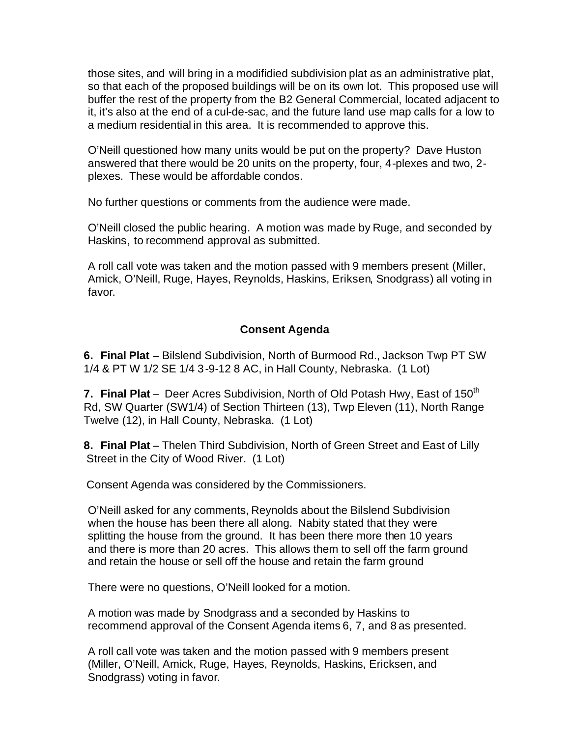those sites, and will bring in a modifidied subdivision plat as an administrative plat, so that each of the proposed buildings will be on its own lot. This proposed use will buffer the rest of the property from the B2 General Commercial, located adjacent to it, it's also at the end of a cul-de-sac, and the future land use map calls for a low to a medium residential in this area. It is recommended to approve this.

O'Neill questioned how many units would be put on the property? Dave Huston answered that there would be 20 units on the property, four, 4-plexes and two, 2-plexes. These would be affordable condos.

No further questions or comments from the audience were made.

O'Neill closed the public hearing. A motion was made by Ruge, and seconded by Haskins, to recommend approval as submitted.

A roll call vote was taken and the motion passed with 9 members present (Miller, Amick, O'Neill, Ruge, Hayes, Reynolds, Haskins, Eriksen, Snodgrass) all voting in favor.

## Consent Agenda

**6. Final Plat** – Bilslend Subdivision, North of Burmood Rd., Jackson Twp PT SW 1/4 & PT W 1/2 SE 1/4 3-9-12 8 AC, in Hall County, Nebraska. (1 Lot)

**7. Final Plat** – Deer Acres Subdivision, North of Old Potash Hwy, East of 150th Rd, SW Quarter (SW1/4) of Section Thirteen (13), Twp Eleven (11), North Range Twelve (12), in Hall County, Nebraska. (1 Lot)

**8. Final Plat** – Thelen Third Subdivision, North of Green Street and East of Lilly Street in the City of Wood River. (1 Lot)

Consent Agenda was considered by the Commissioners.

O'Neill asked for any comments, Reynolds about the Bilslend Subdivision when the house has been there all along. Nabity stated that they were splitting the house from the ground. It has been there more then 10 years and there is more than 20 acres. This allows them to sell off the farm ground and retain the house or sell off the house and retain the farm ground

There were no questions, O'Neill looked for a motion.

A motion was made by Snodgrass and a seconded by Haskins to recommend approval of the Consent Agenda items 6, 7, and 8 as presented.

A roll call vote was taken and the motion passed with 9 members present (Miller, O'Neill, Amick, Ruge, Hayes, Reynolds, Haskins, Ericksen, and Snodgrass) voting in favor.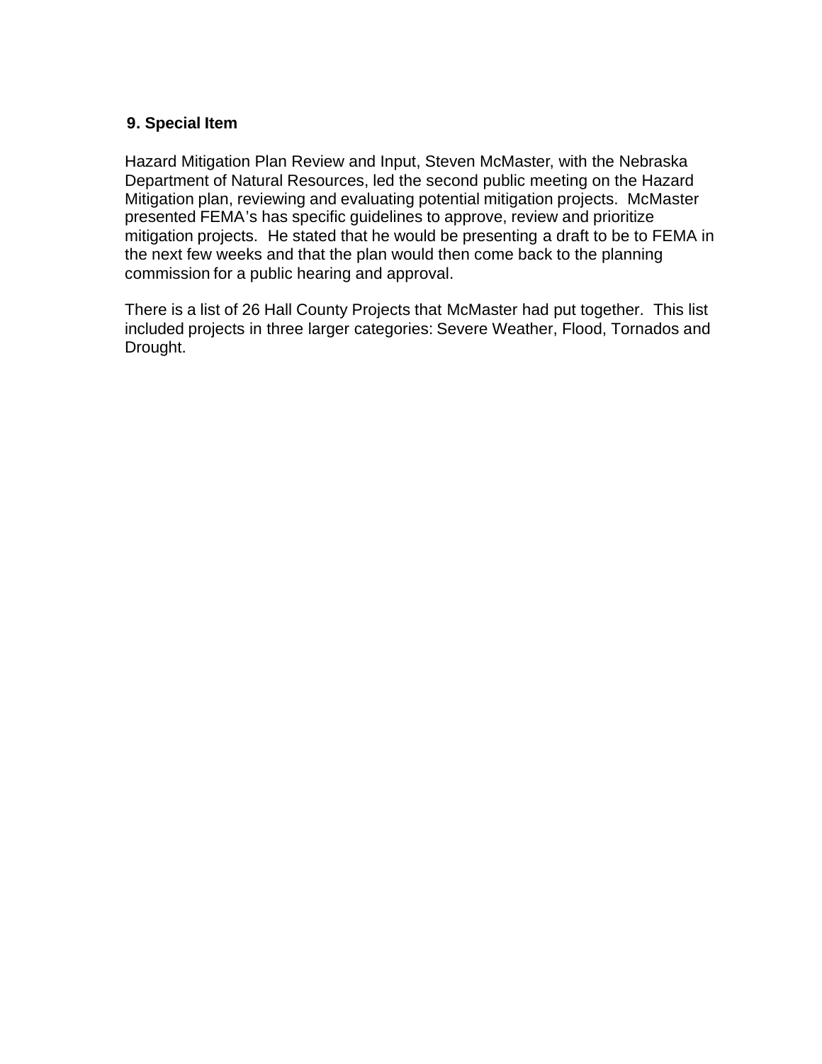**9. Special Item**

Hazard Mitigation Plan Review and Input, Steven McMaster, with the Nebraska Department of Natural Resources, led the second public meeting on the Hazard Mitigation plan, reviewing and evaluating potential mitigation projects. McMaster presented FEMA's has specific guidelines to approve, review and prioritize mitigation projects. He stated that he would be presenting a draft to be to FEMA in the next few weeks and that the plan would then come back to the planning commission for a public hearing and approval.

There is a list of 26 Hall County Projects that McMaster had put together. This list included projects in three larger categories: Severe Weather, Flood, Tornados and Drought.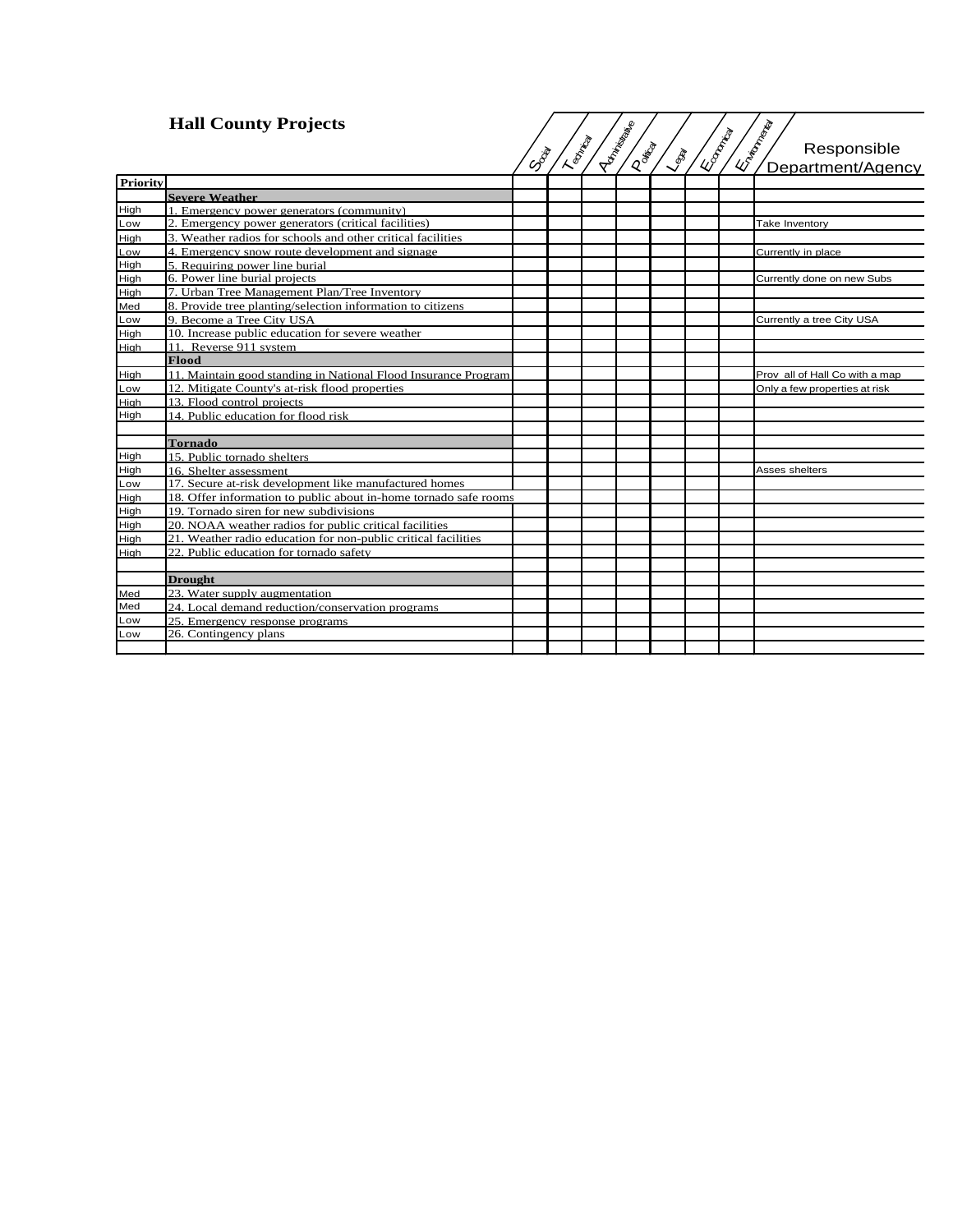# Hall County Projects

| Priority | | Social | Technical | Administrative | Political | Legal | Economical | Environmental | Responsible Department/Agency |
|---|---|---|---|---|---|---|---|---|---|
| | **Severe Weather** | | | | | | | | |
| High | 1. Emergency power generators (community) | | | | | | | | |
| Low | 2. Emergency power generators (critical facilities) | | | | | | | | Take Inventory |
| High | 3. Weather radios for schools and other critical facilities | | | | | | | | |
| Low | 4. Emergency snow route development and signage | | | | | | | | Currently in place |
| High | 5. Requiring power line burial | | | | | | | | |
| High | 6. Power line burial projects | | | | | | | | Currently done on new Subs |
| High | 7. Urban Tree Management Plan/Tree Inventory | | | | | | | | |
| Med | 8. Provide tree planting/selection information to citizens | | | | | | | | |
| Low | 9. Become a Tree City USA | | | | | | | | Currently a tree City USA |
| High | 10. Increase public education for severe weather | | | | | | | | |
| High | 11. Reverse 911 system | | | | | | | | |
| | **Flood** | | | | | | | | |
| High | 11. Maintain good standing in National Flood Insurance Program | | | | | | | | Prov all of Hall Co with a map |
| Low | 12. Mitigate County's at-risk flood properties | | | | | | | | Only a few properties at risk |
| High | 13. Flood control projects | | | | | | | | |
| High | 14. Public education for flood risk | | | | | | | | |
| | | | | | | | | | |
| | **Tornado** | | | | | | | | |
| High | 15. Public tornado shelters | | | | | | | | |
| High | 16. Shelter assessment | | | | | | | | Asses shelters |
| Low | 17. Secure at-risk development like manufactured homes | | | | | | | | |
| High | 18. Offer information to public about in-home tornado safe rooms | | | | | | | | |
| High | 19. Tornado siren for new subdivisions | | | | | | | | |
| High | 20. NOAA weather radios for public critical facilities | | | | | | | | |
| High | 21. Weather radio education for non-public critical facilities | | | | | | | | |
| High | 22. Public education for tornado safety | | | | | | | | |
| | | | | | | | | | |
| | **Drought** | | | | | | | | |
| Med | 23. Water supply augmentation | | | | | | | | |
| Med | 24. Local demand reduction/conservation programs | | | | | | | | |
| Low | 25. Emergency response programs | | | | | | | | |
| Low | 26. Contingency plans | | | | | | | | |
| | | | | | | | | | |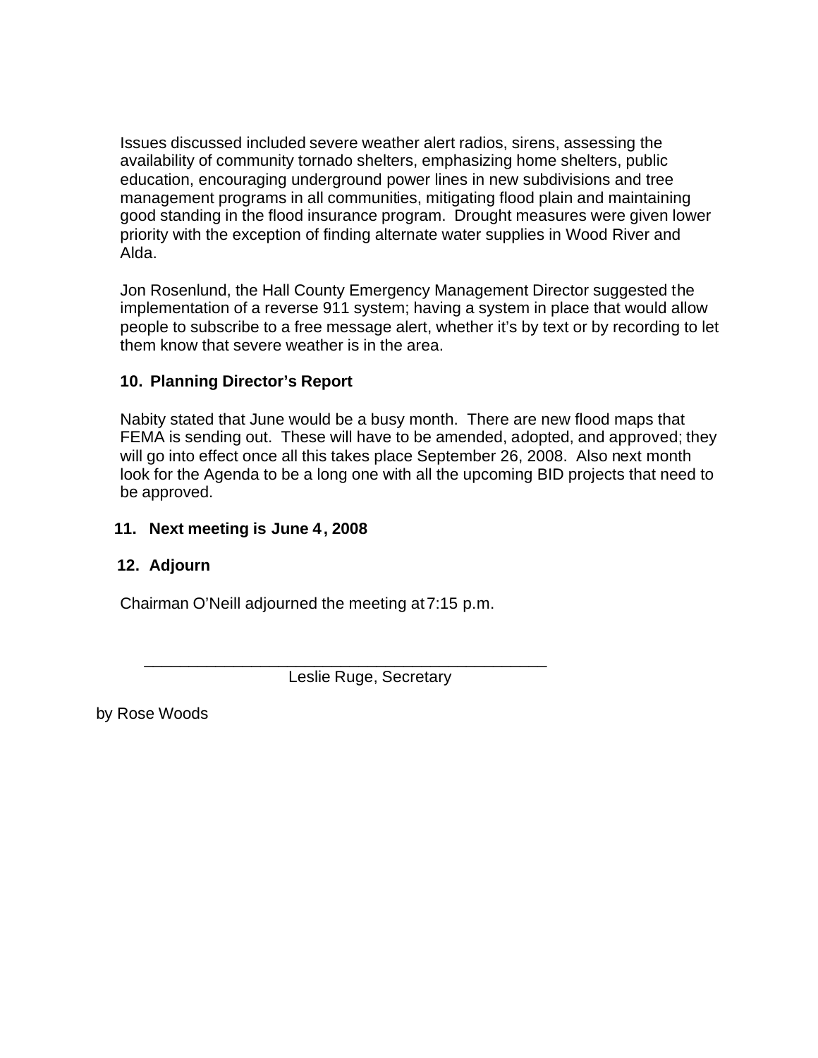Issues discussed included severe weather alert radios, sirens, assessing the availability of community tornado shelters, emphasizing home shelters, public education, encouraging underground power lines in new subdivisions and tree management programs in all communities, mitigating flood plain and maintaining good standing in the flood insurance program. Drought measures were given lower priority with the exception of finding alternate water supplies in Wood River and Alda.

Jon Rosenlund, the Hall County Emergency Management Director suggested the implementation of a reverse 911 system; having a system in place that would allow people to subscribe to a free message alert, whether it's by text or by recording to let them know that severe weather is in the area.

**10. Planning Director's Report**

Nabity stated that June would be a busy month. There are new flood maps that FEMA is sending out. These will have to be amended, adopted, and approved; they will go into effect once all this takes place September 26, 2008. Also next month look for the Agenda to be a long one with all the upcoming BID projects that need to be approved.

**11. Next meeting is June 4, 2008**

**12. Adjourn**

Chairman O'Neill adjourned the meeting at 7:15 p.m.

\_\_\_\_\_\_\_\_\_\_\_\_\_\_\_\_\_\_\_\_\_\_\_\_\_\_\_\_\_\_\_\_\_\_\_\_\_\_\_\_\_\_\_\_\_\_\_\_

Leslie Ruge, Secretary

by Rose Woods